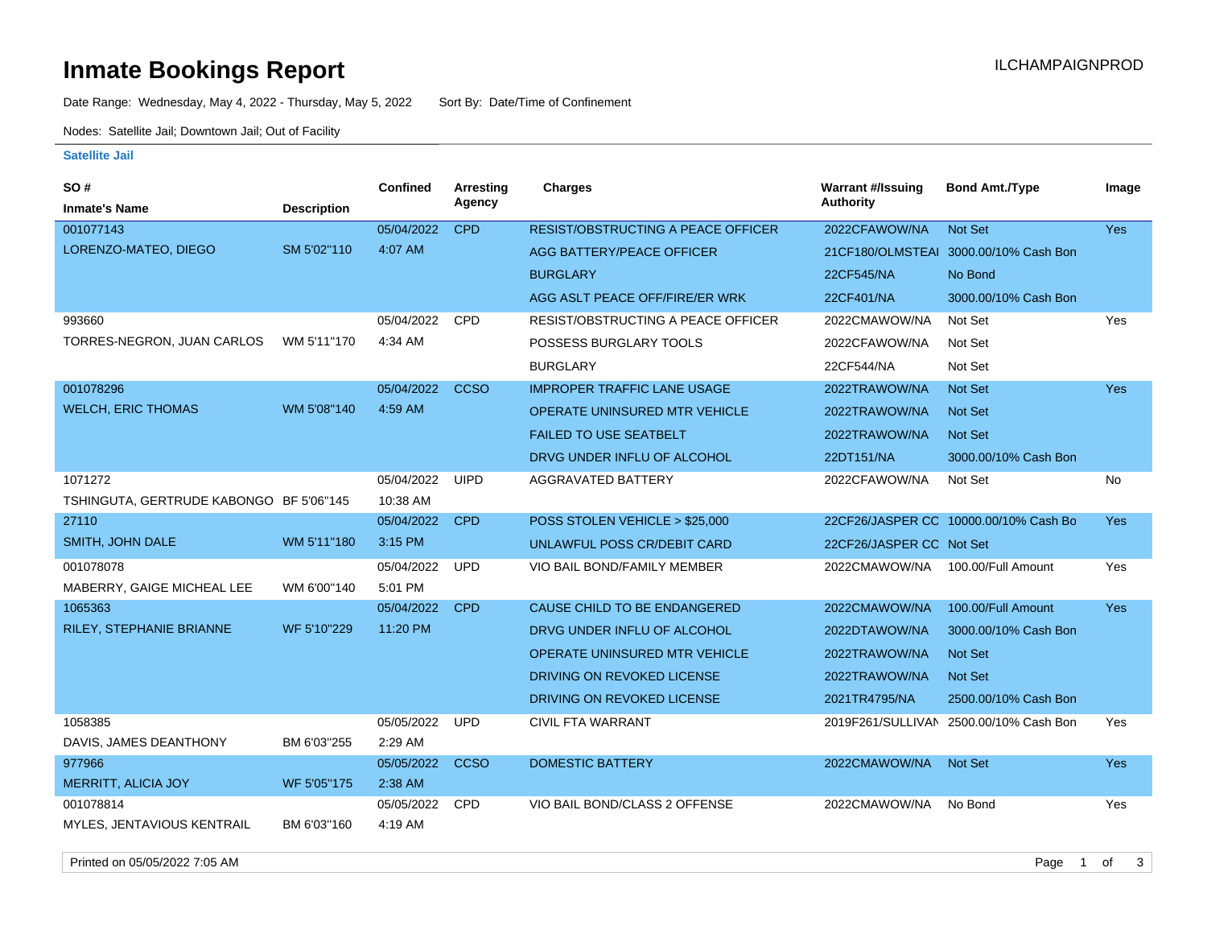# Inmate Bookings Report

ILCHAMPAIGNPROD

Date Range: Wednesday, May 4, 2022 - Thursday, May 5, 2022 Sort By: Date/Time of Confinement

Nodes: Satellite Jail; Downtown Jail; Out of Facility

### Satellite Jail

| SO # / Inmate's Name | Description | Confined | Arresting Agency | Charges | Warrant #/Issuing Authority | Bond Amt./Type | Image |
|---|---|---|---|---|---|---|---|
| 001077143 LORENZO-MATEO, DIEGO | SM 5'02"110 | 05/04/2022 4:07 AM | CPD | RESIST/OBSTRUCTING A PEACE OFFICER | 2022CFAWOW/NA | Not Set | Yes |
| | | | | AGG BATTERY/PEACE OFFICER | 21CF180/OLMSTEAI | 3000.00/10% Cash Bon | |
| | | | | BURGLARY | 22CF545/NA | No Bond | |
| | | | | AGG ASLT PEACE OFF/FIRE/ER WRK | 22CF401/NA | 3000.00/10% Cash Bon | |
| 993660 TORRES-NEGRON, JUAN CARLOS | WM 5'11"170 | 05/04/2022 4:34 AM | CPD | RESIST/OBSTRUCTING A PEACE OFFICER | 2022CMAWOW/NA | Not Set | Yes |
| | | | | POSSESS BURGLARY TOOLS | 2022CFAWOW/NA | Not Set | |
| | | | | BURGLARY | 22CF544/NA | Not Set | |
| 001078296 WELCH, ERIC THOMAS | WM 5'08"140 | 05/04/2022 4:59 AM | CCSO | IMPROPER TRAFFIC LANE USAGE | 2022TRAWOW/NA | Not Set | Yes |
| | | | | OPERATE UNINSURED MTR VEHICLE | 2022TRAWOW/NA | Not Set | |
| | | | | FAILED TO USE SEATBELT | 2022TRAWOW/NA | Not Set | |
| | | | | DRVG UNDER INFLU OF ALCOHOL | 22DT151/NA | 3000.00/10% Cash Bon | |
| 1071272 TSHINGUTA, GERTRUDE KABONGO | BF 5'06"145 | 05/04/2022 10:38 AM | UIPD | AGGRAVATED BATTERY | 2022CFAWOW/NA | Not Set | No |
| 27110 SMITH, JOHN DALE | WM 5'11"180 | 05/04/2022 3:15 PM | CPD | POSS STOLEN VEHICLE > $25,000 | 22CF26/JASPER CC | 10000.00/10% Cash Bo | Yes |
| | | | | UNLAWFUL POSS CR/DEBIT CARD | 22CF26/JASPER CC | Not Set | |
| 001078078 MABERRY, GAIGE MICHEAL LEE | WM 6'00"140 | 05/04/2022 5:01 PM | UPD | VIO BAIL BOND/FAMILY MEMBER | 2022CMAWOW/NA | 100.00/Full Amount | Yes |
| 1065363 RILEY, STEPHANIE BRIANNE | WF 5'10"229 | 05/04/2022 11:20 PM | CPD | CAUSE CHILD TO BE ENDANGERED | 2022CMAWOW/NA | 100.00/Full Amount | Yes |
| | | | | DRVG UNDER INFLU OF ALCOHOL | 2022DTAWOW/NA | 3000.00/10% Cash Bon | |
| | | | | OPERATE UNINSURED MTR VEHICLE | 2022TRAWOW/NA | Not Set | |
| | | | | DRIVING ON REVOKED LICENSE | 2022TRAWOW/NA | Not Set | |
| | | | | DRIVING ON REVOKED LICENSE | 2021TR4795/NA | 2500.00/10% Cash Bon | |
| 1058385 DAVIS, JAMES DEANTHONY | BM 6'03"255 | 05/05/2022 2:29 AM | UPD | CIVIL FTA WARRANT | 2019F261/SULLIVAN | 2500.00/10% Cash Bon | Yes |
| 977966 MERRITT, ALICIA JOY | WF 5'05"175 | 05/05/2022 2:38 AM | CCSO | DOMESTIC BATTERY | 2022CMAWOW/NA | Not Set | Yes |
| 001078814 MYLES, JENTAVIOUS KENTRAIL | BM 6'03"160 | 05/05/2022 4:19 AM | CPD | VIO BAIL BOND/CLASS 2 OFFENSE | 2022CMAWOW/NA | No Bond | Yes |

Printed on 05/05/2022 7:05 AM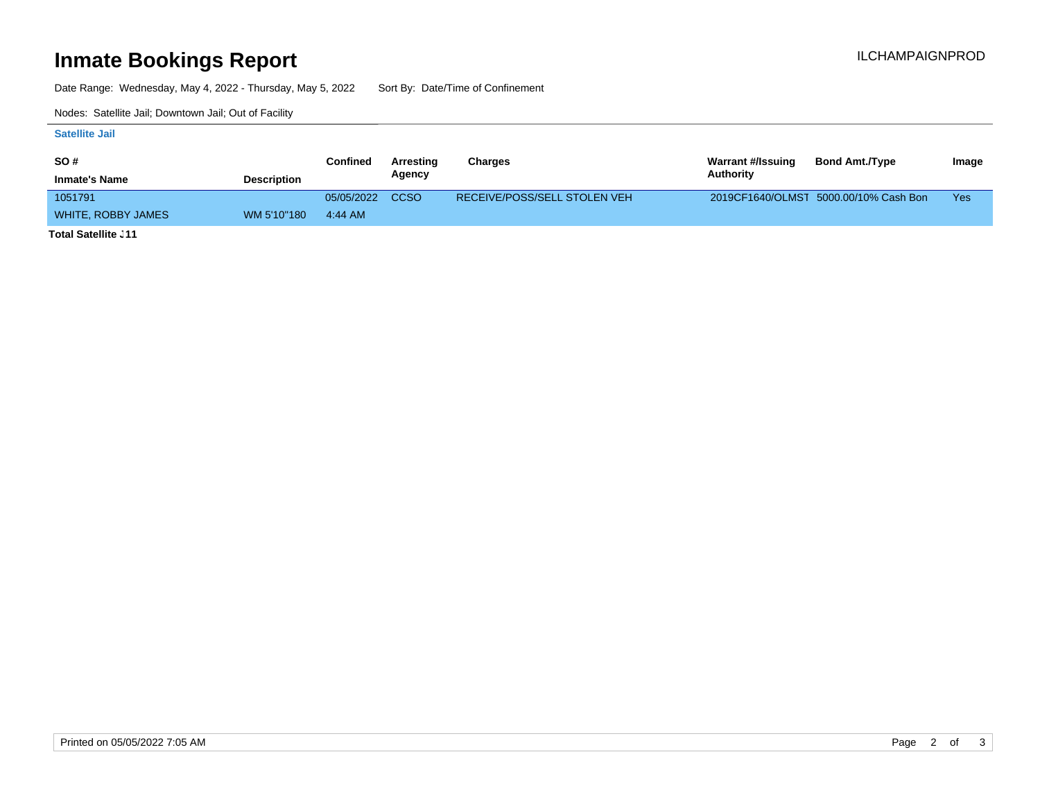# Inmate Bookings Report

ILCHAMPAIGNPROD

Date Range: Wednesday, May 4, 2022 - Thursday, May 5, 2022 Sort By: Date/Time of Confinement

Nodes: Satellite Jail; Downtown Jail; Out of Facility

**Satellite Jail**

| SO # / Inmate's Name | Description | Confined | Arresting Agency | Charges | Warrant #/Issuing Authority | Bond Amt./Type | Image |
|---|---|---|---|---|---|---|---|
| 1051791<br>WHITE, ROBBY JAMES | WM 5'10"180 | 05/05/2022<br>4:44 AM | CCSO | RECEIVE/POSS/SELL STOLEN VEH | 2019CF1640/OLMST | 5000.00/10% Cash Bon | Yes |

**Total Satellite J11**

Printed on 05/05/2022 7:05 AM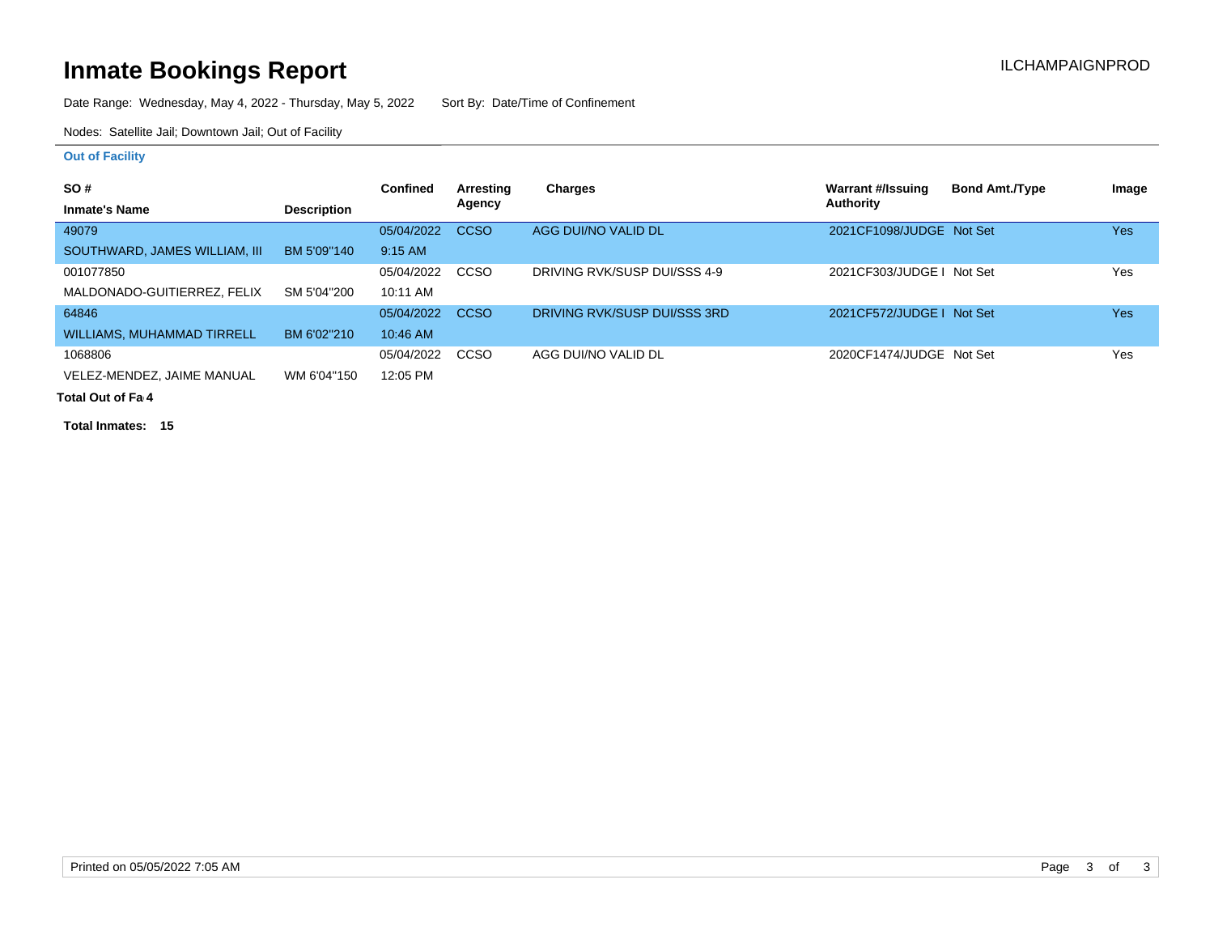# Inmate Bookings Report

ILCHAMPAIGNPROD

Date Range: Wednesday, May 4, 2022 - Thursday, May 5, 2022 Sort By: Date/Time of Confinement

Nodes: Satellite Jail; Downtown Jail; Out of Facility

### Out of Facility

| SO # / Inmate's Name | Description | Confined | Arresting Agency | Charges | Warrant #/Issuing Authority | Bond Amt./Type | Image |
|---|---|---|---|---|---|---|---|
| 49079 SOUTHWARD, JAMES WILLIAM, III | BM 5'09"140 | 05/04/2022 9:15 AM | CCSO | AGG DUI/NO VALID DL | 2021CF1098/JUDGE | Not Set | Yes |
| 001077850 MALDONADO-GUITIERREZ, FELIX | SM 5'04"200 | 05/04/2022 10:11 AM | CCSO | DRIVING RVK/SUSP DUI/SSS 4-9 | 2021CF303/JUDGE I | Not Set | Yes |
| 64846 WILLIAMS, MUHAMMAD TIRRELL | BM 6'02"210 | 05/04/2022 10:46 AM | CCSO | DRIVING RVK/SUSP DUI/SSS 3RD | 2021CF572/JUDGE I | Not Set | Yes |
| 1068806 VELEZ-MENDEZ, JAIME MANUAL | WM 6'04"150 | 05/04/2022 12:05 PM | CCSO | AGG DUI/NO VALID DL | 2020CF1474/JUDGE | Not Set | Yes |

**Total Out of Fa 4**

**Total Inmates: 15**

Printed on 05/05/2022 7:05 AM